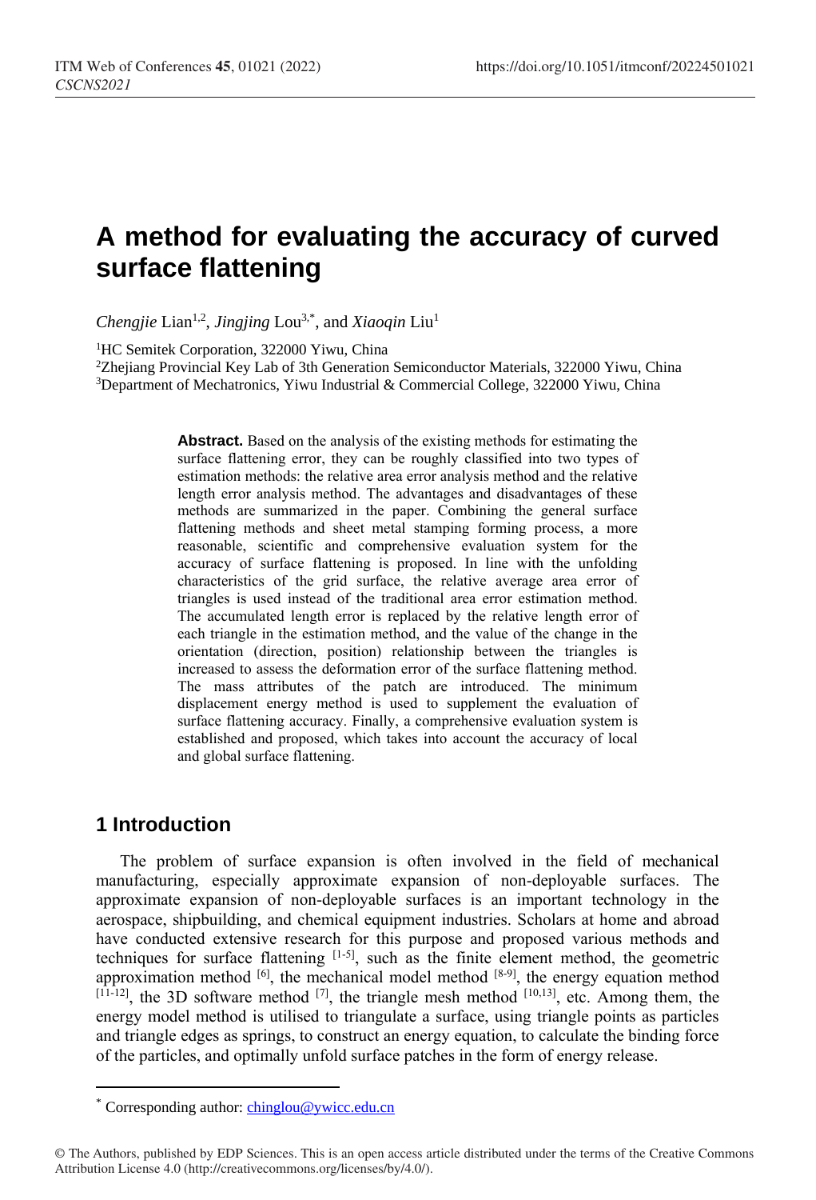# A method for evaluating the accuracy of curved surface flattening

*Chengjie* Lian[1,2], *Jingjing* Lou[3,*], and *Xiaoqin* Liu[1]

[1]HC Semitek Corporation, 322000 Yiwu, China

[2]Zhejiang Provincial Key Lab of 3th Generation Semiconductor Materials, 322000 Yiwu, China

[3]Department of Mechatronics, Yiwu Industrial & Commercial College, 322000 Yiwu, China

**Abstract.** Based on the analysis of the existing methods for estimating the surface flattening error, they can be roughly classified into two types of estimation methods: the relative area error analysis method and the relative length error analysis method. The advantages and disadvantages of these methods are summarized in the paper. Combining the general surface flattening methods and sheet metal stamping forming process, a more reasonable, scientific and comprehensive evaluation system for the accuracy of surface flattening is proposed. In line with the unfolding characteristics of the grid surface, the relative average area error of triangles is used instead of the traditional area error estimation method. The accumulated length error is replaced by the relative length error of each triangle in the estimation method, and the value of the change in the orientation (direction, position) relationship between the triangles is increased to assess the deformation error of the surface flattening method. The mass attributes of the patch are introduced. The minimum displacement energy method is used to supplement the evaluation of surface flattening accuracy. Finally, a comprehensive evaluation system is established and proposed, which takes into account the accuracy of local and global surface flattening.

## 1 Introduction

The problem of surface expansion is often involved in the field of mechanical manufacturing, especially approximate expansion of non-deployable surfaces. The approximate expansion of non-deployable surfaces is an important technology in the aerospace, shipbuilding, and chemical equipment industries. Scholars at home and abroad have conducted extensive research for this purpose and proposed various methods and techniques for surface flattening [1-5], such as the finite element method, the geometric approximation method [6], the mechanical model method [8-9], the energy equation method [11-12], the 3D software method [7], the triangle mesh method [10,13], etc. Among them, the energy model method is utilised to triangulate a surface, using triangle points as particles and triangle edges as springs, to construct an energy equation, to calculate the binding force of the particles, and optimally unfold surface patches in the form of energy release.

* Corresponding author: chinglou@ywicc.edu.cn

© The Authors, published by EDP Sciences. This is an open access article distributed under the terms of the Creative Commons Attribution License 4.0 (http://creativecommons.org/licenses/by/4.0/).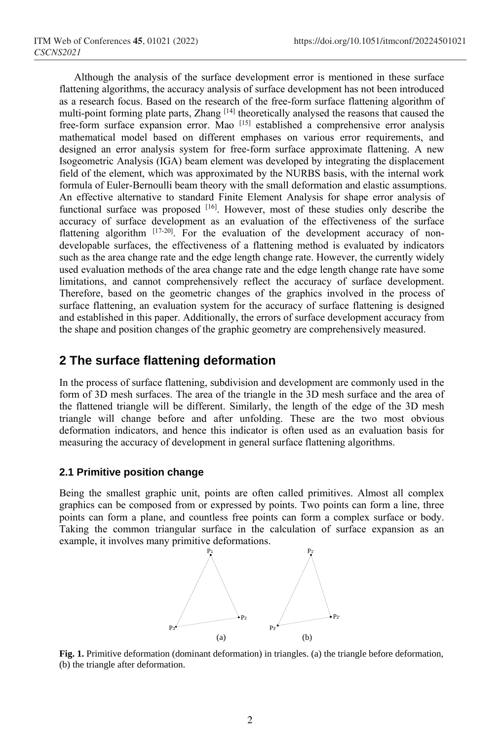Although the analysis of the surface development error is mentioned in these surface flattening algorithms, the accuracy analysis of surface development has not been introduced as a research focus. Based on the research of the free-form surface flattening algorithm of multi-point forming plate parts, Zhang [14] theoretically analysed the reasons that caused the free-form surface expansion error. Mao [15] established a comprehensive error analysis mathematical model based on different emphases on various error requirements, and designed an error analysis system for free-form surface approximate flattening. A new Isogeometric Analysis (IGA) beam element was developed by integrating the displacement field of the element, which was approximated by the NURBS basis, with the internal work formula of Euler-Bernoulli beam theory with the small deformation and elastic assumptions. An effective alternative to standard Finite Element Analysis for shape error analysis of functional surface was proposed [16]. However, most of these studies only describe the accuracy of surface development as an evaluation of the effectiveness of the surface flattening algorithm [17-20]. For the evaluation of the development accuracy of non-developable surfaces, the effectiveness of a flattening method is evaluated by indicators such as the area change rate and the edge length change rate. However, the currently widely used evaluation methods of the area change rate and the edge length change rate have some limitations, and cannot comprehensively reflect the accuracy of surface development. Therefore, based on the geometric changes of the graphics involved in the process of surface flattening, an evaluation system for the accuracy of surface flattening is designed and established in this paper. Additionally, the errors of surface development accuracy from the shape and position changes of the graphic geometry are comprehensively measured.

## 2 The surface flattening deformation

In the process of surface flattening, subdivision and development are commonly used in the form of 3D mesh surfaces. The area of the triangle in the 3D mesh surface and the area of the flattened triangle will be different. Similarly, the length of the edge of the 3D mesh triangle will change before and after unfolding. These are the two most obvious deformation indicators, and hence this indicator is often used as an evaluation basis for measuring the accuracy of development in general surface flattening algorithms.

### 2.1 Primitive position change

Being the smallest graphic unit, points are often called primitives. Almost all complex graphics can be composed from or expressed by points. Two points can form a line, three points can form a plane, and countless free points can form a complex surface or body. Taking the common triangular surface in the calculation of surface expansion as an example, it involves many primitive deformations.

$P_1$ $P_2$ $P_3$ (a) $P_{1'}$ $P_{2'}$ $P_{3'}$ (b)

**Fig. 1.** Primitive deformation (dominant deformation) in triangles. (a) the triangle before deformation, (b) the triangle after deformation.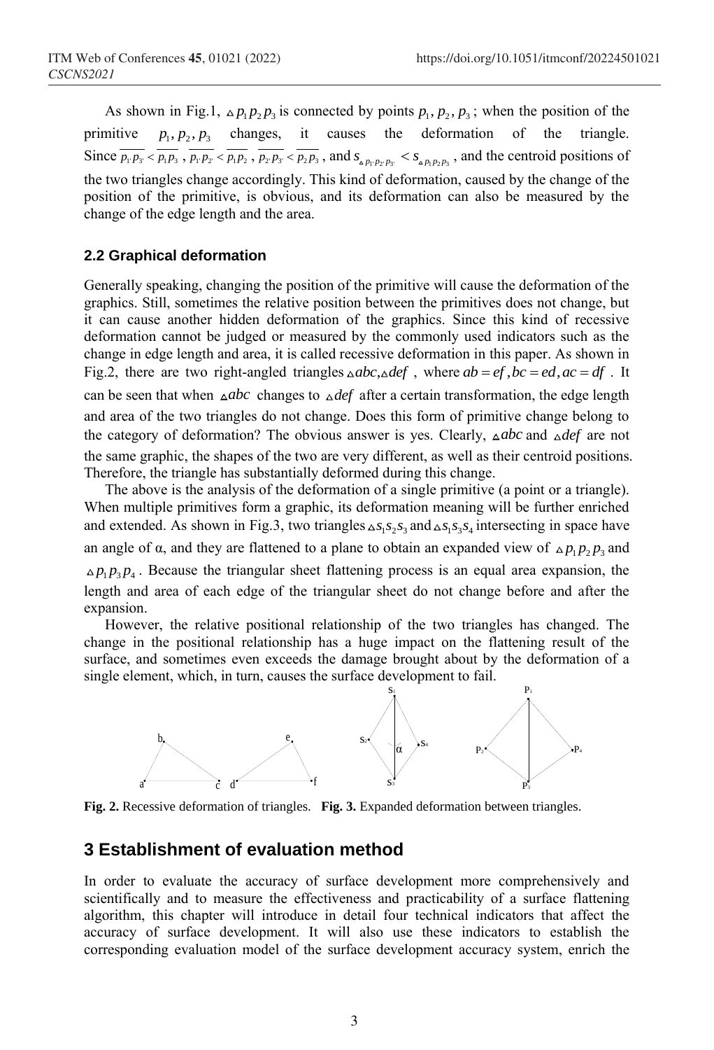As shown in Fig.1, $\triangle p_1 p_2 p_3$ is connected by points $p_1, p_2, p_3$; when the position of the primitive $p_1, p_2, p_3$ changes, it causes the deformation of the triangle. Since $\overline{p_{1'} p_{3'}} < \overline{p_1 p_3}$ , $\overline{p_{1'} p_{2'}} < \overline{p_1 p_2}$ , $\overline{p_{2'} p_{3'}} < \overline{p_2 p_3}$ , and $s_{\triangle p_{1'} p_{2'} p_{3'}} < s_{\triangle p_1 p_2 p_3}$ , and the centroid positions of the two triangles change accordingly. This kind of deformation, caused by the change of the position of the primitive, is obvious, and its deformation can also be measured by the change of the edge length and the area.

### 2.2 Graphical deformation

Generally speaking, changing the position of the primitive will cause the deformation of the graphics. Still, sometimes the relative position between the primitives does not change, but it can cause another hidden deformation of the graphics. Since this kind of recessive deformation cannot be judged or measured by the commonly used indicators such as the change in edge length and area, it is called recessive deformation in this paper. As shown in Fig.2, there are two right-angled triangles $\triangle abc, \triangle def$ , where $ab = ef, bc = ed, ac = df$ . It can be seen that when $\triangle abc$ changes to $\triangle def$ after a certain transformation, the edge length and area of the two triangles do not change. Does this form of primitive change belong to the category of deformation? The obvious answer is yes. Clearly, $\triangle abc$ and $\triangle def$ are not the same graphic, the shapes of the two are very different, as well as their centroid positions. Therefore, the triangle has substantially deformed during this change.

The above is the analysis of the deformation of a single primitive (a point or a triangle). When multiple primitives form a graphic, its deformation meaning will be further enriched and extended. As shown in Fig.3, two triangles $\triangle s_1 s_2 s_3$ and $\triangle s_1 s_3 s_4$ intersecting in space have an angle of α, and they are flattened to a plane to obtain an expanded view of $\triangle p_1 p_2 p_3$ and $\triangle p_1 p_3 p_4$ . Because the triangular sheet flattening process is an equal area expansion, the length and area of each edge of the triangular sheet do not change before and after the expansion.

However, the relative positional relationship of the two triangles has changed. The change in the positional relationship has a huge impact on the flattening result of the surface, and sometimes even exceeds the damage brought about by the deformation of a single element, which, in turn, causes the surface development to fail.

**Fig. 2.** Recessive deformation of triangles. **Fig. 3.** Expanded deformation between triangles.

## 3 Establishment of evaluation method

In order to evaluate the accuracy of surface development more comprehensively and scientifically and to measure the effectiveness and practicability of a surface flattening algorithm, this chapter will introduce in detail four technical indicators that affect the accuracy of surface development. It will also use these indicators to establish the corresponding evaluation model of the surface development accuracy system, enrich the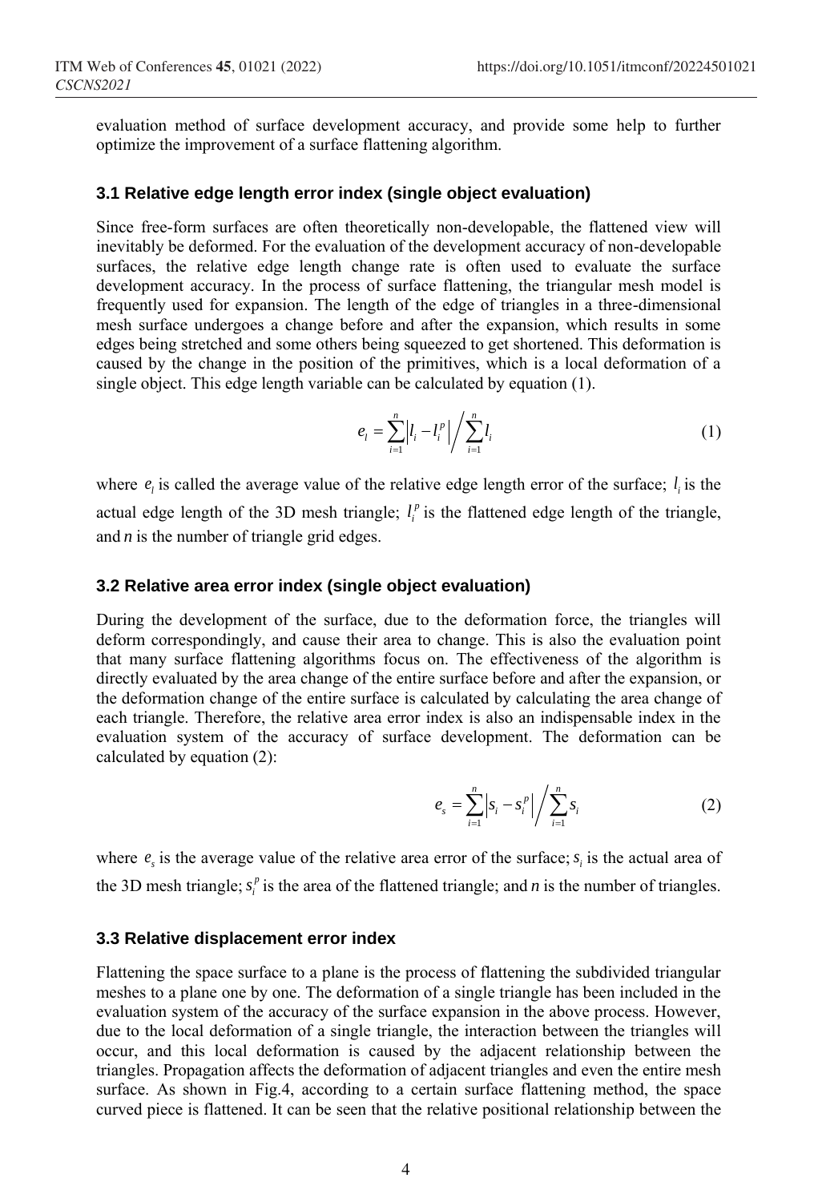evaluation method of surface development accuracy, and provide some help to further optimize the improvement of a surface flattening algorithm.

### 3.1 Relative edge length error index (single object evaluation)

Since free-form surfaces are often theoretically non-developable, the flattened view will inevitably be deformed. For the evaluation of the development accuracy of non-developable surfaces, the relative edge length change rate is often used to evaluate the surface development accuracy. In the process of surface flattening, the triangular mesh model is frequently used for expansion. The length of the edge of triangles in a three-dimensional mesh surface undergoes a change before and after the expansion, which results in some edges being stretched and some others being squeezed to get shortened. This deformation is caused by the change in the position of the primitives, which is a local deformation of a single object. This edge length variable can be calculated by equation (1).

$$e_l = \sum_{i=1}^{n} \left| l_i - l_i^p \right| \Big/ \sum_{i=1}^{n} l_i \tag{1}$$

where $e_l$ is called the average value of the relative edge length error of the surface; $l_i$ is the actual edge length of the 3D mesh triangle; $l_i^p$ is the flattened edge length of the triangle, and $n$ is the number of triangle grid edges.

### 3.2 Relative area error index (single object evaluation)

During the development of the surface, due to the deformation force, the triangles will deform correspondingly, and cause their area to change. This is also the evaluation point that many surface flattening algorithms focus on. The effectiveness of the algorithm is directly evaluated by the area change of the entire surface before and after the expansion, or the deformation change of the entire surface is calculated by calculating the area change of each triangle. Therefore, the relative area error index is also an indispensable index in the evaluation system of the accuracy of surface development. The deformation can be calculated by equation (2):

$$e_s = \sum_{i=1}^{n} \left| s_i - s_i^p \right| \Big/ \sum_{i=1}^{n} s_i \tag{2}$$

where $e_s$ is the average value of the relative area error of the surface; $s_i$ is the actual area of the 3D mesh triangle; $s_i^p$ is the area of the flattened triangle; and $n$ is the number of triangles.

### 3.3 Relative displacement error index

Flattening the space surface to a plane is the process of flattening the subdivided triangular meshes to a plane one by one. The deformation of a single triangle has been included in the evaluation system of the accuracy of the surface expansion in the above process. However, due to the local deformation of a single triangle, the interaction between the triangles will occur, and this local deformation is caused by the adjacent relationship between the triangles. Propagation affects the deformation of adjacent triangles and even the entire mesh surface. As shown in Fig.4, according to a certain surface flattening method, the space curved piece is flattened. It can be seen that the relative positional relationship between the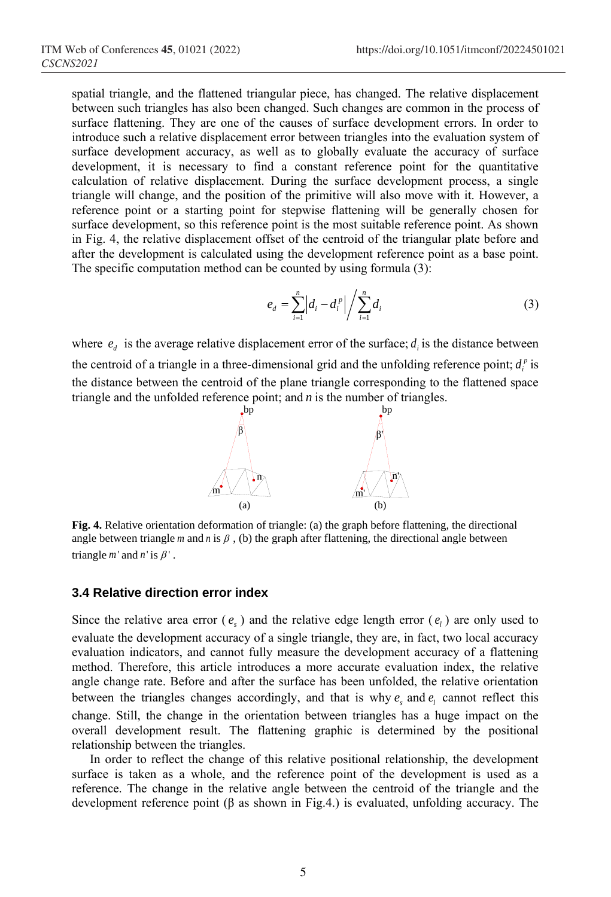spatial triangle, and the flattened triangular piece, has changed. The relative displacement between such triangles has also been changed. Such changes are common in the process of surface flattening. They are one of the causes of surface development errors. In order to introduce such a relative displacement error between triangles into the evaluation system of surface development accuracy, as well as to globally evaluate the accuracy of surface development, it is necessary to find a constant reference point for the quantitative calculation of relative displacement. During the surface development process, a single triangle will change, and the position of the primitive will also move with it. However, a reference point or a starting point for stepwise flattening will be generally chosen for surface development, so this reference point is the most suitable reference point. As shown in Fig. 4, the relative displacement offset of the centroid of the triangular plate before and after the development is calculated using the development reference point as a base point. The specific computation method can be counted by using formula (3):

$$e_d = \sum_{i=1}^{n} \left| d_i - d_i^p \right| \Big/ \sum_{i=1}^{n} d_i \tag{3}$$

where $e_d$ is the average relative displacement error of the surface; $d_i$ is the distance between the centroid of a triangle in a three-dimensional grid and the unfolding reference point; $d_i^p$ is the distance between the centroid of the plane triangle corresponding to the flattened space triangle and the unfolded reference point; and $n$ is the number of triangles.

**Fig. 4.** Relative orientation deformation of triangle: (a) the graph before flattening, the directional angle between triangle $m$ and $n$ is $\beta$ , (b) the graph after flattening, the directional angle between triangle $m'$ and $n'$ is $\beta'$ .

### 3.4 Relative direction error index

Since the relative area error ( $e_s$ ) and the relative edge length error ( $e_l$ ) are only used to evaluate the development accuracy of a single triangle, they are, in fact, two local accuracy evaluation indicators, and cannot fully measure the development accuracy of a flattening method. Therefore, this article introduces a more accurate evaluation index, the relative angle change rate. Before and after the surface has been unfolded, the relative orientation between the triangles changes accordingly, and that is why $e_s$ and $e_l$ cannot reflect this change. Still, the change in the orientation between triangles has a huge impact on the overall development result. The flattening graphic is determined by the positional relationship between the triangles.

In order to reflect the change of this relative positional relationship, the development surface is taken as a whole, and the reference point of the development is used as a reference. The change in the relative angle between the centroid of the triangle and the development reference point (β as shown in Fig.4.) is evaluated, unfolding accuracy. The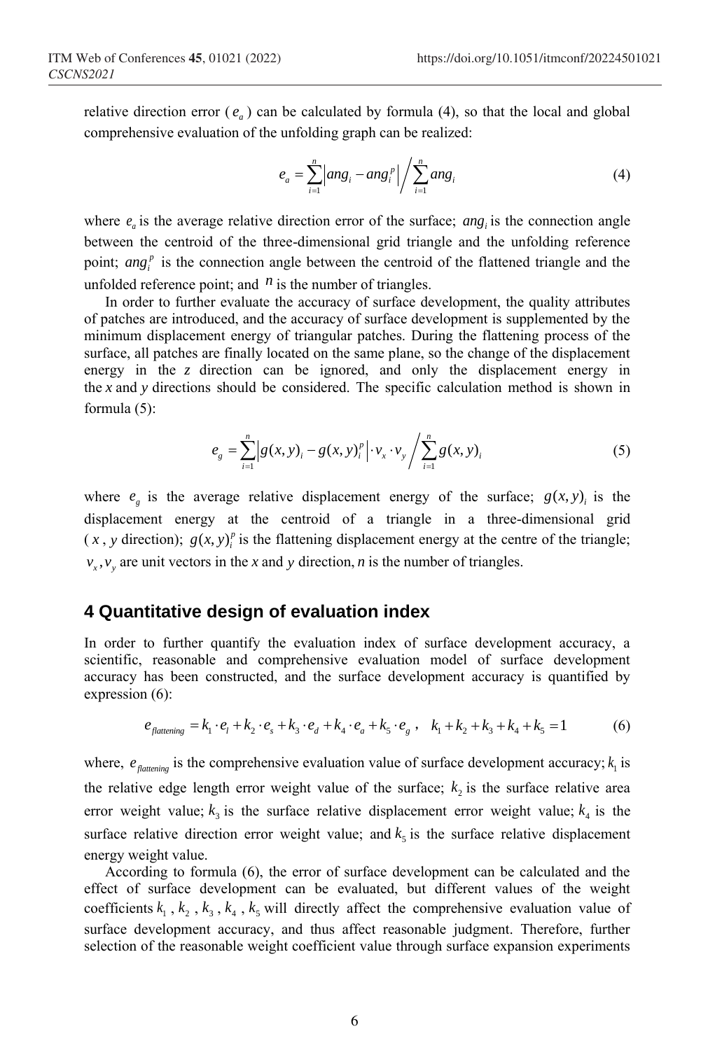relative direction error ( $e_a$ ) can be calculated by formula (4), so that the local and global comprehensive evaluation of the unfolding graph can be realized:

$$e_a = \sum_{i=1}^{n} \left| ang_i - ang_i^p \right| \Big/ \sum_{i=1}^{n} ang_i \tag{4}$$

where $e_a$ is the average relative direction error of the surface; $ang_i$ is the connection angle between the centroid of the three-dimensional grid triangle and the unfolding reference point; $ang_i^p$ is the connection angle between the centroid of the flattened triangle and the unfolded reference point; and $n$ is the number of triangles.

In order to further evaluate the accuracy of surface development, the quality attributes of patches are introduced, and the accuracy of surface development is supplemented by the minimum displacement energy of triangular patches. During the flattening process of the surface, all patches are finally located on the same plane, so the change of the displacement energy in the *z* direction can be ignored, and only the displacement energy in the *x* and *y* directions should be considered. The specific calculation method is shown in formula (5):

$$e_g = \sum_{i=1}^{n} \left| g(x,y)_i - g(x,y)_i^p \right| \cdot v_x \cdot v_y \Big/ \sum_{i=1}^{n} g(x,y)_i \tag{5}$$

where $e_g$ is the average relative displacement energy of the surface; $g(x,y)_i$ is the displacement energy at the centroid of a triangle in a three-dimensional grid ( $x$ , $y$ direction); $g(x,y)_i^p$ is the flattening displacement energy at the centre of the triangle; $v_x, v_y$ are unit vectors in the *x* and *y* direction, *n* is the number of triangles.

## 4 Quantitative design of evaluation index

In order to further quantify the evaluation index of surface development accuracy, a scientific, reasonable and comprehensive evaluation model of surface development accuracy has been constructed, and the surface development accuracy is quantified by expression (6):

$$e_{flattening} = k_1 \cdot e_l + k_2 \cdot e_s + k_3 \cdot e_d + k_4 \cdot e_a + k_5 \cdot e_g \,, \quad k_1 + k_2 + k_3 + k_4 + k_5 = 1 \tag{6}$$

where, $e_{flattening}$ is the comprehensive evaluation value of surface development accuracy; $k_1$ is the relative edge length error weight value of the surface; $k_2$ is the surface relative area error weight value; $k_3$ is the surface relative displacement error weight value; $k_4$ is the surface relative direction error weight value; and $k_5$ is the surface relative displacement energy weight value.

According to formula (6), the error of surface development can be calculated and the effect of surface development can be evaluated, but different values of the weight coefficients $k_1$ , $k_2$ , $k_3$ , $k_4$ , $k_5$ will directly affect the comprehensive evaluation value of surface development accuracy, and thus affect reasonable judgment. Therefore, further selection of the reasonable weight coefficient value through surface expansion experiments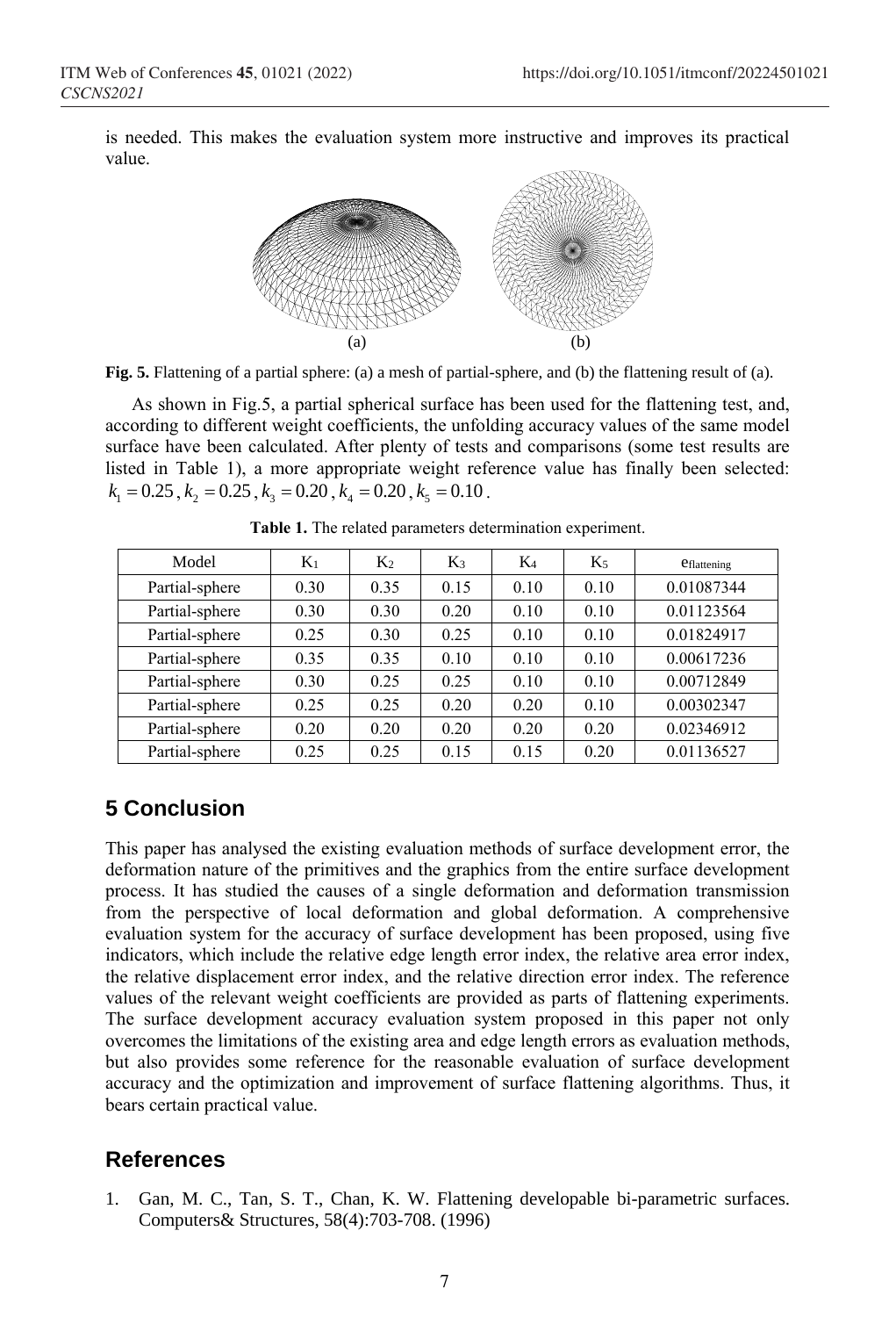is needed. This makes the evaluation system more instructive and improves its practical value.

**Fig. 5.** Flattening of a partial sphere: (a) a mesh of partial-sphere, and (b) the flattening result of (a).

As shown in Fig.5, a partial spherical surface has been used for the flattening test, and, according to different weight coefficients, the unfolding accuracy values of the same model surface have been calculated. After plenty of tests and comparisons (some test results are listed in Table 1), a more appropriate weight reference value has finally been selected: $k_1 = 0.25$, $k_2 = 0.25$, $k_3 = 0.20$, $k_4 = 0.20$, $k_5 = 0.10$.

**Table 1.** The related parameters determination experiment.

| Model | $K_1$ | $K_2$ | $K_3$ | $K_4$ | $K_5$ | $e_{flattening}$ |
|---|---|---|---|---|---|---|
| Partial-sphere | 0.30 | 0.35 | 0.15 | 0.10 | 0.10 | 0.01087344 |
| Partial-sphere | 0.30 | 0.30 | 0.20 | 0.10 | 0.10 | 0.01123564 |
| Partial-sphere | 0.25 | 0.30 | 0.25 | 0.10 | 0.10 | 0.01824917 |
| Partial-sphere | 0.35 | 0.35 | 0.10 | 0.10 | 0.10 | 0.00617236 |
| Partial-sphere | 0.30 | 0.25 | 0.25 | 0.10 | 0.10 | 0.00712849 |
| Partial-sphere | 0.25 | 0.25 | 0.20 | 0.20 | 0.10 | 0.00302347 |
| Partial-sphere | 0.20 | 0.20 | 0.20 | 0.20 | 0.20 | 0.02346912 |
| Partial-sphere | 0.25 | 0.25 | 0.15 | 0.15 | 0.20 | 0.01136527 |

## 5 Conclusion

This paper has analysed the existing evaluation methods of surface development error, the deformation nature of the primitives and the graphics from the entire surface development process. It has studied the causes of a single deformation and deformation transmission from the perspective of local deformation and global deformation. A comprehensive evaluation system for the accuracy of surface development has been proposed, using five indicators, which include the relative edge length error index, the relative area error index, the relative displacement error index, and the relative direction error index. The reference values of the relevant weight coefficients are provided as parts of flattening experiments. The surface development accuracy evaluation system proposed in this paper not only overcomes the limitations of the existing area and edge length errors as evaluation methods, but also provides some reference for the reasonable evaluation of surface development accuracy and the optimization and improvement of surface flattening algorithms. Thus, it bears certain practical value.

## References

1. Gan, M. C., Tan, S. T., Chan, K. W. Flattening developable bi-parametric surfaces. Computers& Structures, 58(4):703-708. (1996)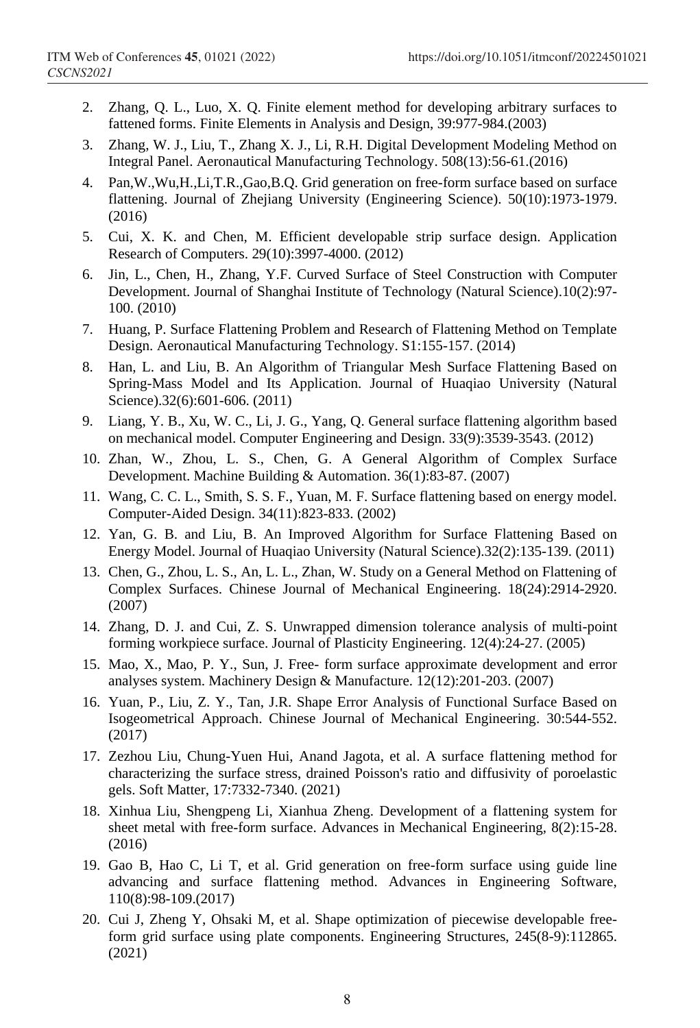2. Zhang, Q. L., Luo, X. Q. Finite element method for developing arbitrary surfaces to fattened forms. Finite Elements in Analysis and Design, 39:977-984.(2003)
3. Zhang, W. J., Liu, T., Zhang X. J., Li, R.H. Digital Development Modeling Method on Integral Panel. Aeronautical Manufacturing Technology. 508(13):56-61.(2016)
4. Pan,W.,Wu,H.,Li,T.R.,Gao,B.Q. Grid generation on free-form surface based on surface flattening. Journal of Zhejiang University (Engineering Science). 50(10):1973-1979. (2016)
5. Cui, X. K. and Chen, M. Efficient developable strip surface design. Application Research of Computers. 29(10):3997-4000. (2012)
6. Jin, L., Chen, H., Zhang, Y.F. Curved Surface of Steel Construction with Computer Development. Journal of Shanghai Institute of Technology (Natural Science).10(2):97-100. (2010)
7. Huang, P. Surface Flattening Problem and Research of Flattening Method on Template Design. Aeronautical Manufacturing Technology. S1:155-157. (2014)
8. Han, L. and Liu, B. An Algorithm of Triangular Mesh Surface Flattening Based on Spring-Mass Model and Its Application. Journal of Huaqiao University (Natural Science).32(6):601-606. (2011)
9. Liang, Y. B., Xu, W. C., Li, J. G., Yang, Q. General surface flattening algorithm based on mechanical model. Computer Engineering and Design. 33(9):3539-3543. (2012)
10. Zhan, W., Zhou, L. S., Chen, G. A General Algorithm of Complex Surface Development. Machine Building & Automation. 36(1):83-87. (2007)
11. Wang, C. C. L., Smith, S. S. F., Yuan, M. F. Surface flattening based on energy model. Computer-Aided Design. 34(11):823-833. (2002)
12. Yan, G. B. and Liu, B. An Improved Algorithm for Surface Flattening Based on Energy Model. Journal of Huaqiao University (Natural Science).32(2):135-139. (2011)
13. Chen, G., Zhou, L. S., An, L. L., Zhan, W. Study on a General Method on Flattening of Complex Surfaces. Chinese Journal of Mechanical Engineering. 18(24):2914-2920. (2007)
14. Zhang, D. J. and Cui, Z. S. Unwrapped dimension tolerance analysis of multi-point forming workpiece surface. Journal of Plasticity Engineering. 12(4):24-27. (2005)
15. Mao, X., Mao, P. Y., Sun, J. Free- form surface approximate development and error analyses system. Machinery Design & Manufacture. 12(12):201-203. (2007)
16. Yuan, P., Liu, Z. Y., Tan, J.R. Shape Error Analysis of Functional Surface Based on Isogeometrical Approach. Chinese Journal of Mechanical Engineering. 30:544-552. (2017)
17. Zezhou Liu, Chung-Yuen Hui, Anand Jagota, et al. A surface flattening method for characterizing the surface stress, drained Poisson's ratio and diffusivity of poroelastic gels. Soft Matter, 17:7332-7340. (2021)
18. Xinhua Liu, Shengpeng Li, Xianhua Zheng. Development of a flattening system for sheet metal with free-form surface. Advances in Mechanical Engineering, 8(2):15-28. (2016)
19. Gao B, Hao C, Li T, et al. Grid generation on free-form surface using guide line advancing and surface flattening method. Advances in Engineering Software, 110(8):98-109.(2017)
20. Cui J, Zheng Y, Ohsaki M, et al. Shape optimization of piecewise developable free-form grid surface using plate components. Engineering Structures, 245(8-9):112865. (2021)